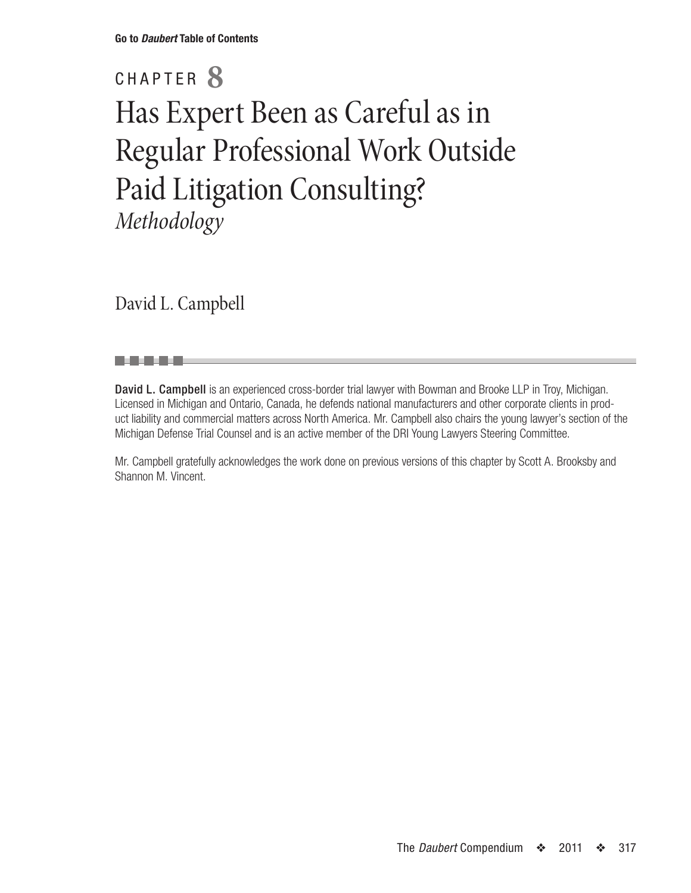Go to *Daubert* Table of Contents

# CHAPTER 8

# Has Expert Been as Careful as in Regular Professional Work Outside Paid Litigation Consulting?

*Methodology*

David L. Campbell

**David L. Campbell** is an experienced cross-border trial lawyer with Bowman and Brooke LLP in Troy, Michigan. Licensed in Michigan and Ontario, Canada, he defends national manufacturers and other corporate clients in product liability and commercial matters across North America. Mr. Campbell also chairs the young lawyer's section of the Michigan Defense Trial Counsel and is an active member of the DRI Young Lawyers Steering Committee.

Mr. Campbell gratefully acknowledges the work done on previous versions of this chapter by Scott A. Brooksby and Shannon M. Vincent.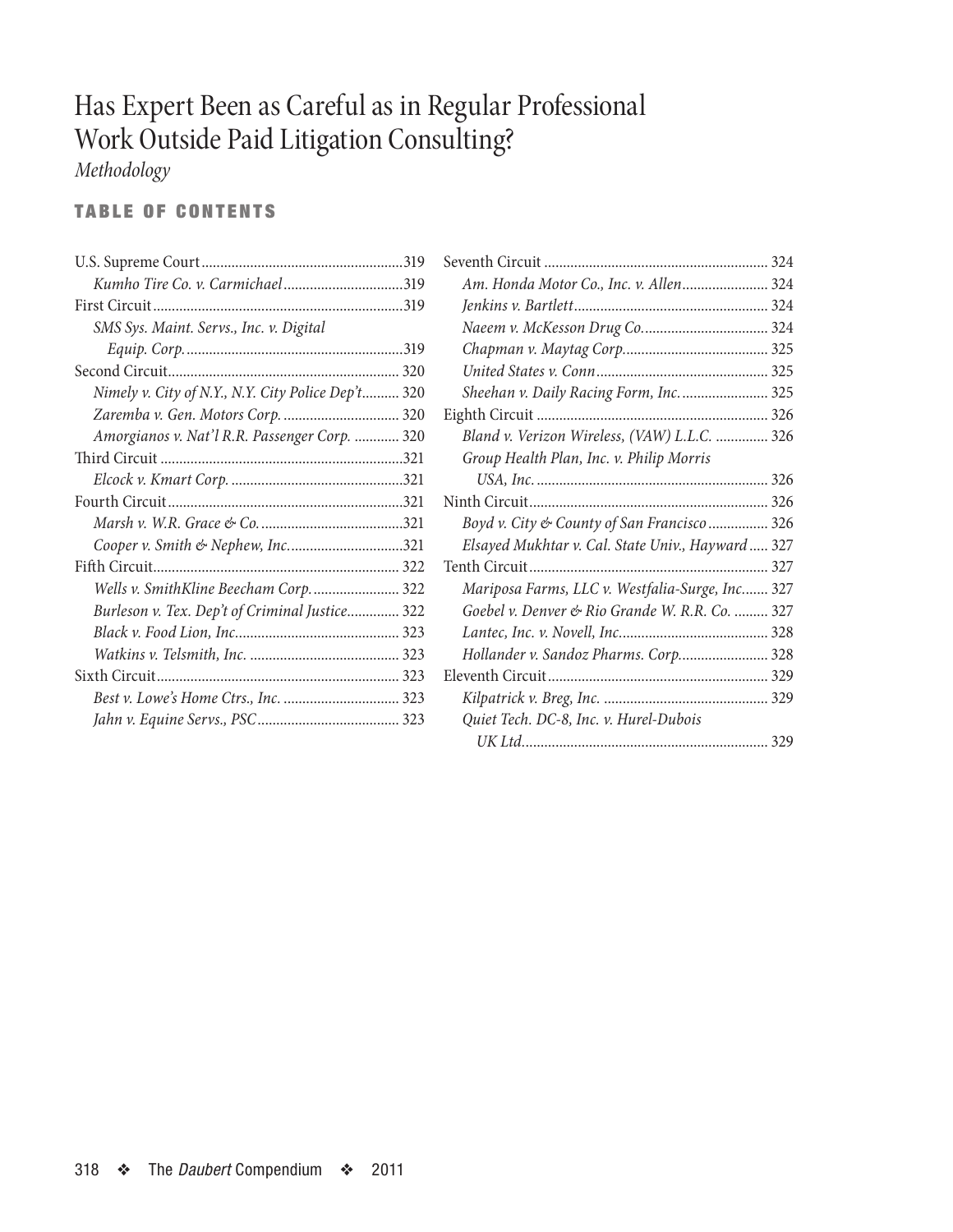# Has Expert Been as Careful as in Regular Professional Work Outside Paid Litigation Consulting?

*Methodology*

## TABLE OF CONTENTS

U.S. Supreme Court ..... 319
- *Kumho Tire Co. v. Carmichael* ..... 319

First Circuit ..... 319
- *SMS Sys. Maint. Servs., Inc. v. Digital Equip. Corp.* ..... 319

Second Circuit ..... 320
- *Nimely v. City of N.Y., N.Y. City Police Dep't* ..... 320
- *Zaremba v. Gen. Motors Corp.* ..... 320
- *Amorgianos v. Nat'l R.R. Passenger Corp.* ..... 320

Third Circuit ..... 321
- *Elcock v. Kmart Corp.* ..... 321

Fourth Circuit ..... 321
- *Marsh v. W.R. Grace & Co.* ..... 321
- *Cooper v. Smith & Nephew, Inc.* ..... 321

Fifth Circuit ..... 322
- *Wells v. SmithKline Beecham Corp.* ..... 322
- *Burleson v. Tex. Dep't of Criminal Justice* ..... 322
- *Black v. Food Lion, Inc.* ..... 323
- *Watkins v. Telsmith, Inc.* ..... 323

Sixth Circuit ..... 323
- *Best v. Lowe's Home Ctrs., Inc.* ..... 323
- *Jahn v. Equine Servs., PSC* ..... 323

Seventh Circuit ..... 324
- *Am. Honda Motor Co., Inc. v. Allen* ..... 324
- *Jenkins v. Bartlett* ..... 324
- *Naeem v. McKesson Drug Co.* ..... 324
- *Chapman v. Maytag Corp.* ..... 325
- *United States v. Conn* ..... 325
- *Sheehan v. Daily Racing Form, Inc.* ..... 325

Eighth Circuit ..... 326
- *Bland v. Verizon Wireless, (VAW) L.L.C.* ..... 326
- *Group Health Plan, Inc. v. Philip Morris USA, Inc.* ..... 326

Ninth Circuit ..... 326
- *Boyd v. City & County of San Francisco* ..... 326
- *Elsayed Mukhtar v. Cal. State Univ., Hayward* ..... 327

Tenth Circuit ..... 327
- *Mariposa Farms, LLC v. Westfalia-Surge, Inc.* ..... 327
- *Goebel v. Denver & Rio Grande W. R.R. Co.* ..... 327
- *Lantec, Inc. v. Novell, Inc.* ..... 328
- *Hollander v. Sandoz Pharms. Corp.* ..... 328

Eleventh Circuit ..... 329
- *Kilpatrick v. Breg, Inc.* ..... 329
- *Quiet Tech. DC-8, Inc. v. Hurel-Dubois UK Ltd.* ..... 329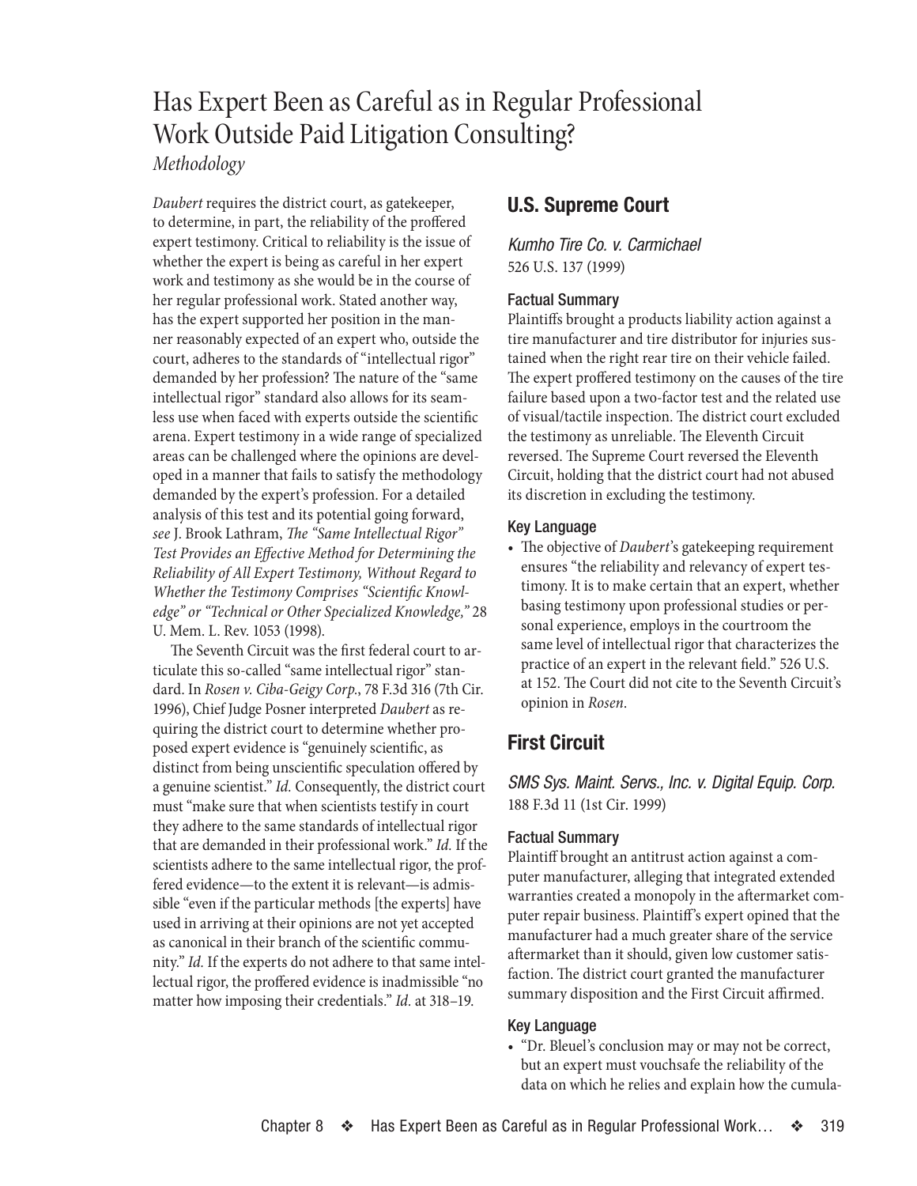# Has Expert Been as Careful as in Regular Professional Work Outside Paid Litigation Consulting?

*Methodology*

*Daubert* requires the district court, as gatekeeper, to determine, in part, the reliability of the proffered expert testimony. Critical to reliability is the issue of whether the expert is being as careful in her expert work and testimony as she would be in the course of her regular professional work. Stated another way, has the expert supported her position in the manner reasonably expected of an expert who, outside the court, adheres to the standards of "intellectual rigor" demanded by her profession? The nature of the "same intellectual rigor" standard also allows for its seamless use when faced with experts outside the scientific arena. Expert testimony in a wide range of specialized areas can be challenged where the opinions are developed in a manner that fails to satisfy the methodology demanded by the expert's profession. For a detailed analysis of this test and its potential going forward, *see* J. Brook Lathram, *The "Same Intellectual Rigor" Test Provides an Effective Method for Determining the Reliability of All Expert Testimony, Without Regard to Whether the Testimony Comprises "Scientific Knowledge" or "Technical or Other Specialized Knowledge,"* 28 U. Mem. L. Rev. 1053 (1998).

The Seventh Circuit was the first federal court to articulate this so-called "same intellectual rigor" standard. In *Rosen v. Ciba-Geigy Corp.*, 78 F.3d 316 (7th Cir. 1996), Chief Judge Posner interpreted *Daubert* as requiring the district court to determine whether proposed expert evidence is "genuinely scientific, as distinct from being unscientific speculation offered by a genuine scientist." *Id.* Consequently, the district court must "make sure that when scientists testify in court they adhere to the same standards of intellectual rigor that are demanded in their professional work." *Id.* If the scientists adhere to the same intellectual rigor, the proffered evidence—to the extent it is relevant—is admissible "even if the particular methods [the experts] have used in arriving at their opinions are not yet accepted as canonical in their branch of the scientific community." *Id.* If the experts do not adhere to that same intellectual rigor, the proffered evidence is inadmissible "no matter how imposing their credentials." *Id.* at 318–19.

## U.S. Supreme Court

*Kumho Tire Co. v. Carmichael*
526 U.S. 137 (1999)

### Factual Summary

Plaintiffs brought a products liability action against a tire manufacturer and tire distributor for injuries sustained when the right rear tire on their vehicle failed. The expert proffered testimony on the causes of the tire failure based upon a two-factor test and the related use of visual/tactile inspection. The district court excluded the testimony as unreliable. The Eleventh Circuit reversed. The Supreme Court reversed the Eleventh Circuit, holding that the district court had not abused its discretion in excluding the testimony.

### Key Language

- The objective of *Daubert*'s gatekeeping requirement ensures "the reliability and relevancy of expert testimony. It is to make certain that an expert, whether basing testimony upon professional studies or personal experience, employs in the courtroom the same level of intellectual rigor that characterizes the practice of an expert in the relevant field." 526 U.S. at 152. The Court did not cite to the Seventh Circuit's opinion in *Rosen*.

## First Circuit

*SMS Sys. Maint. Servs., Inc. v. Digital Equip. Corp.*
188 F.3d 11 (1st Cir. 1999)

### Factual Summary

Plaintiff brought an antitrust action against a computer manufacturer, alleging that integrated extended warranties created a monopoly in the aftermarket computer repair business. Plaintiff's expert opined that the manufacturer had a much greater share of the service aftermarket than it should, given low customer satisfaction. The district court granted the manufacturer summary disposition and the First Circuit affirmed.

### Key Language

- "Dr. Bleuel's conclusion may or may not be correct, but an expert must vouchsafe the reliability of the data on which he relies and explain how the cumula-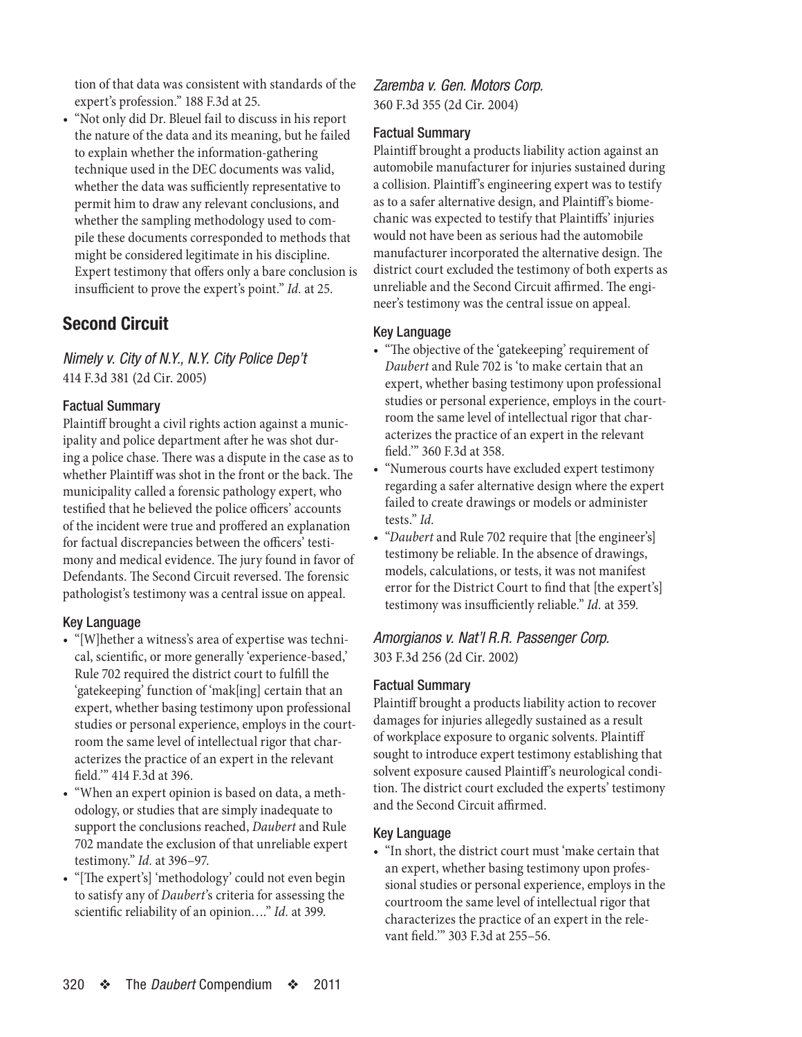tion of that data was consistent with standards of the expert's profession." 188 F.3d at 25.

- "Not only did Dr. Bleuel fail to discuss in his report the nature of the data and its meaning, but he failed to explain whether the information-gathering technique used in the DEC documents was valid, whether the data was sufficiently representative to permit him to draw any relevant conclusions, and whether the sampling methodology used to compile these documents corresponded to methods that might be considered legitimate in his discipline. Expert testimony that offers only a bare conclusion is insufficient to prove the expert's point." *Id.* at 25.

## Second Circuit

### *Nimely v. City of N.Y., N.Y. City Police Dep't*

414 F.3d 381 (2d Cir. 2005)

#### Factual Summary

Plaintiff brought a civil rights action against a municipality and police department after he was shot during a police chase. There was a dispute in the case as to whether Plaintiff was shot in the front or the back. The municipality called a forensic pathology expert, who testified that he believed the police officers' accounts of the incident were true and proffered an explanation for factual discrepancies between the officers' testimony and medical evidence. The jury found in favor of Defendants. The Second Circuit reversed. The forensic pathologist's testimony was a central issue on appeal.

#### Key Language

- "[W]hether a witness's area of expertise was technical, scientific, or more generally 'experience-based,' Rule 702 required the district court to fulfill the 'gatekeeping' function of 'mak[ing] certain that an expert, whether basing testimony upon professional studies or personal experience, employs in the courtroom the same level of intellectual rigor that characterizes the practice of an expert in the relevant field.'" 414 F.3d at 396.
- "When an expert opinion is based on data, a methodology, or studies that are simply inadequate to support the conclusions reached, *Daubert* and Rule 702 mandate the exclusion of that unreliable expert testimony." *Id.* at 396–97.
- "[The expert's] 'methodology' could not even begin to satisfy any of *Daubert*'s criteria for assessing the scientific reliability of an opinion…." *Id.* at 399.

### *Zaremba v. Gen. Motors Corp.*

360 F.3d 355 (2d Cir. 2004)

#### Factual Summary

Plaintiff brought a products liability action against an automobile manufacturer for injuries sustained during a collision. Plaintiff's engineering expert was to testify as to a safer alternative design, and Plaintiff's biomechanic was expected to testify that Plaintiffs' injuries would not have been as serious had the automobile manufacturer incorporated the alternative design. The district court excluded the testimony of both experts as unreliable and the Second Circuit affirmed. The engineer's testimony was the central issue on appeal.

#### Key Language

- "The objective of the 'gatekeeping' requirement of *Daubert* and Rule 702 is 'to make certain that an expert, whether basing testimony upon professional studies or personal experience, employs in the courtroom the same level of intellectual rigor that characterizes the practice of an expert in the relevant field.'" 360 F.3d at 358.
- "Numerous courts have excluded expert testimony regarding a safer alternative design where the expert failed to create drawings or models or administer tests." *Id.*
- "*Daubert* and Rule 702 require that [the engineer's] testimony be reliable. In the absence of drawings, models, calculations, or tests, it was not manifest error for the District Court to find that [the expert's] testimony was insufficiently reliable." *Id.* at 359.

### *Amorgianos v. Nat'l R.R. Passenger Corp.*

303 F.3d 256 (2d Cir. 2002)

#### Factual Summary

Plaintiff brought a products liability action to recover damages for injuries allegedly sustained as a result of workplace exposure to organic solvents. Plaintiff sought to introduce expert testimony establishing that solvent exposure caused Plaintiff's neurological condition. The district court excluded the experts' testimony and the Second Circuit affirmed.

#### Key Language

- "In short, the district court must 'make certain that an expert, whether basing testimony upon professional studies or personal experience, employs in the courtroom the same level of intellectual rigor that characterizes the practice of an expert in the relevant field.'" 303 F.3d at 255–56.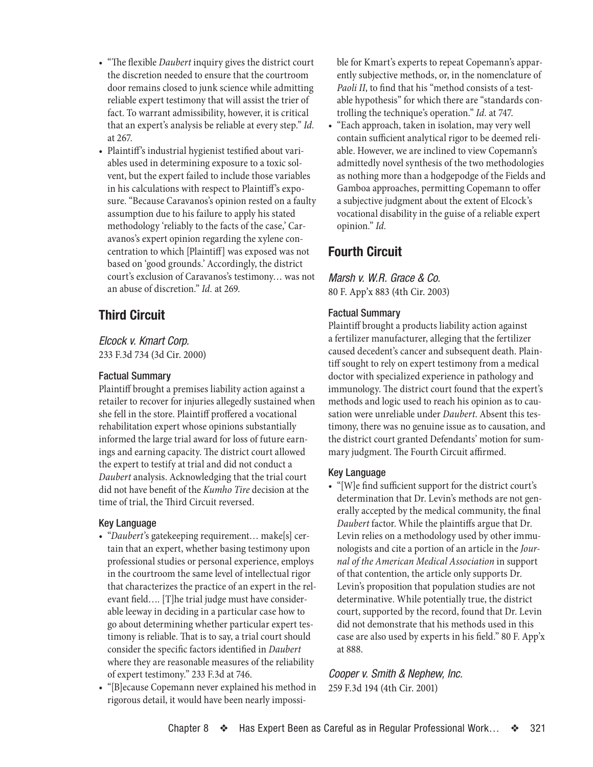- "The flexible *Daubert* inquiry gives the district court the discretion needed to ensure that the courtroom door remains closed to junk science while admitting reliable expert testimony that will assist the trier of fact. To warrant admissibility, however, it is critical that an expert's analysis be reliable at every step." *Id.* at 267.
- Plaintiff's industrial hygienist testified about variables used in determining exposure to a toxic solvent, but the expert failed to include those variables in his calculations with respect to Plaintiff's exposure. "Because Caravanos's opinion rested on a faulty assumption due to his failure to apply his stated methodology 'reliably to the facts of the case,' Caravanos's expert opinion regarding the xylene concentration to which [Plaintiff] was exposed was not based on 'good grounds.' Accordingly, the district court's exclusion of Caravanos's testimony… was not an abuse of discretion." *Id.* at 269.

## Third Circuit

### *Elcock v. Kmart Corp.*

233 F.3d 734 (3d Cir. 2000)

#### Factual Summary

Plaintiff brought a premises liability action against a retailer to recover for injuries allegedly sustained when she fell in the store. Plaintiff proffered a vocational rehabilitation expert whose opinions substantially informed the large trial award for loss of future earnings and earning capacity. The district court allowed the expert to testify at trial and did not conduct a *Daubert* analysis. Acknowledging that the trial court did not have benefit of the *Kumho Tire* decision at the time of trial, the Third Circuit reversed.

#### Key Language

- "*Daubert*'s gatekeeping requirement… make[s] certain that an expert, whether basing testimony upon professional studies or personal experience, employs in the courtroom the same level of intellectual rigor that characterizes the practice of an expert in the relevant field…. [T]he trial judge must have considerable leeway in deciding in a particular case how to go about determining whether particular expert testimony is reliable. That is to say, a trial court should consider the specific factors identified in *Daubert* where they are reasonable measures of the reliability of expert testimony." 233 F.3d at 746.
- "[B]ecause Copemann never explained his method in rigorous detail, it would have been nearly impossible for Kmart's experts to repeat Copemann's apparently subjective methods, or, in the nomenclature of *Paoli II*, to find that his "method consists of a testable hypothesis" for which there are "standards controlling the technique's operation." *Id.* at 747.
- "Each approach, taken in isolation, may very well contain sufficient analytical rigor to be deemed reliable. However, we are inclined to view Copemann's admittedly novel synthesis of the two methodologies as nothing more than a hodgepodge of the Fields and Gamboa approaches, permitting Copemann to offer a subjective judgment about the extent of Elcock's vocational disability in the guise of a reliable expert opinion." *Id.*

## Fourth Circuit

### *Marsh v. W.R. Grace & Co.*

80 F. App'x 883 (4th Cir. 2003)

#### Factual Summary

Plaintiff brought a products liability action against a fertilizer manufacturer, alleging that the fertilizer caused decedent's cancer and subsequent death. Plaintiff sought to rely on expert testimony from a medical doctor with specialized experience in pathology and immunology. The district court found that the expert's methods and logic used to reach his opinion as to causation were unreliable under *Daubert*. Absent this testimony, there was no genuine issue as to causation, and the district court granted Defendants' motion for summary judgment. The Fourth Circuit affirmed.

#### Key Language

- "[W]e find sufficient support for the district court's determination that Dr. Levin's methods are not generally accepted by the medical community, the final *Daubert* factor. While the plaintiffs argue that Dr. Levin relies on a methodology used by other immunologists and cite a portion of an article in the *Journal of the American Medical Association* in support of that contention, the article only supports Dr. Levin's proposition that population studies are not determinative. While potentially true, the district court, supported by the record, found that Dr. Levin did not demonstrate that his methods used in this case are also used by experts in his field." 80 F. App'x at 888.

### *Cooper v. Smith & Nephew, Inc.*

259 F.3d 194 (4th Cir. 2001)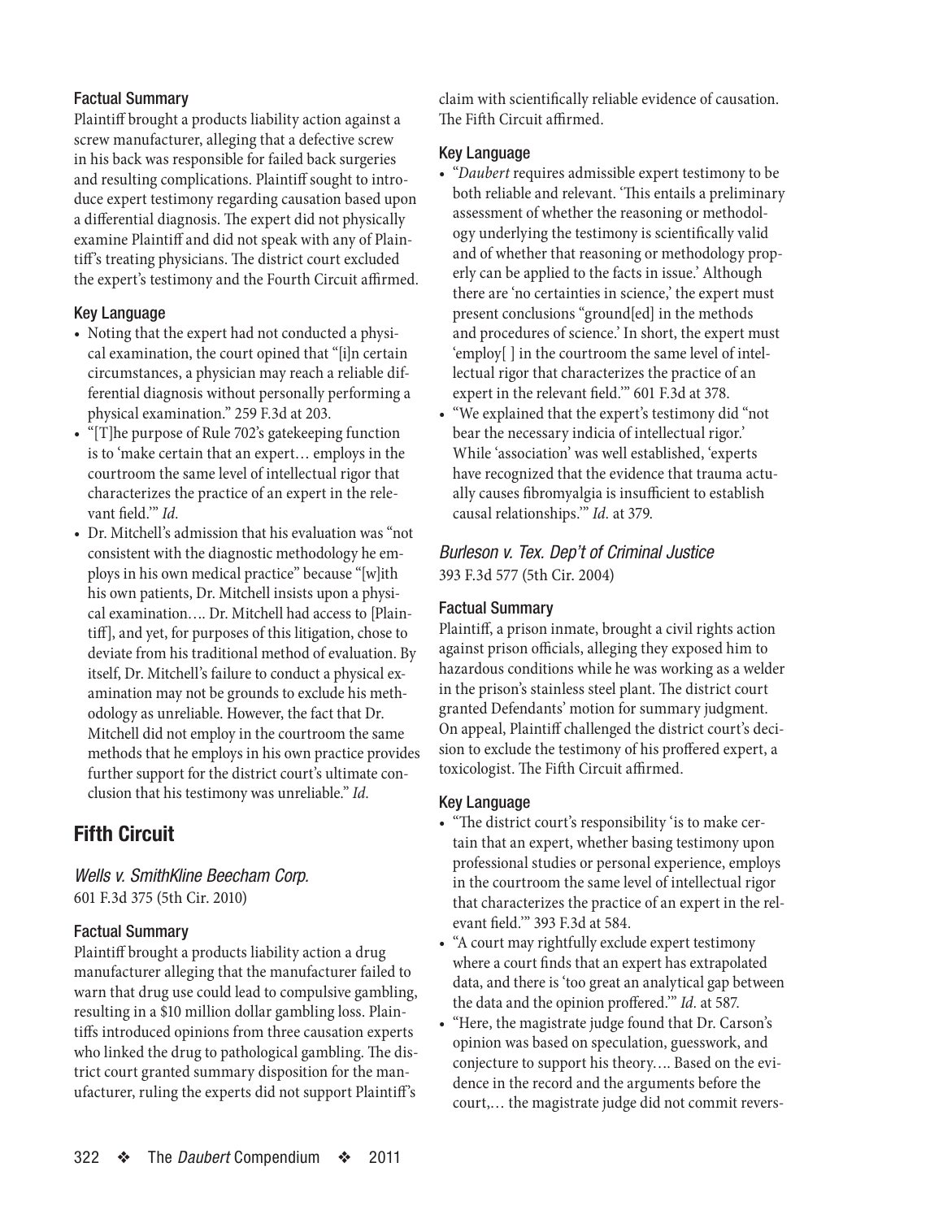### Factual Summary

Plaintiff brought a products liability action against a screw manufacturer, alleging that a defective screw in his back was responsible for failed back surgeries and resulting complications. Plaintiff sought to introduce expert testimony regarding causation based upon a differential diagnosis. The expert did not physically examine Plaintiff and did not speak with any of Plaintiff's treating physicians. The district court excluded the expert's testimony and the Fourth Circuit affirmed.

### Key Language

- Noting that the expert had not conducted a physical examination, the court opined that "[i]n certain circumstances, a physician may reach a reliable differential diagnosis without personally performing a physical examination." 259 F.3d at 203.
- "[T]he purpose of Rule 702's gatekeeping function is to 'make certain that an expert… employs in the courtroom the same level of intellectual rigor that characterizes the practice of an expert in the relevant field.'" *Id.*
- Dr. Mitchell's admission that his evaluation was "not consistent with the diagnostic methodology he employs in his own medical practice" because "[w]ith his own patients, Dr. Mitchell insists upon a physical examination…. Dr. Mitchell had access to [Plaintiff], and yet, for purposes of this litigation, chose to deviate from his traditional method of evaluation. By itself, Dr. Mitchell's failure to conduct a physical examination may not be grounds to exclude his methodology as unreliable. However, the fact that Dr. Mitchell did not employ in the courtroom the same methods that he employs in his own practice provides further support for the district court's ultimate conclusion that his testimony was unreliable." *Id.*

## Fifth Circuit

### *Wells v. SmithKline Beecham Corp.*
601 F.3d 375 (5th Cir. 2010)

### Factual Summary

Plaintiff brought a products liability action a drug manufacturer alleging that the manufacturer failed to warn that drug use could lead to compulsive gambling, resulting in a $10 million dollar gambling loss. Plaintiffs introduced opinions from three causation experts who linked the drug to pathological gambling. The district court granted summary disposition for the manufacturer, ruling the experts did not support Plaintiff's claim with scientifically reliable evidence of causation. The Fifth Circuit affirmed.

### Key Language

- "*Daubert* requires admissible expert testimony to be both reliable and relevant. 'This entails a preliminary assessment of whether the reasoning or methodology underlying the testimony is scientifically valid and of whether that reasoning or methodology properly can be applied to the facts in issue.' Although there are 'no certainties in science,' the expert must present conclusions "ground[ed] in the methods and procedures of science.' In short, the expert must 'employ[ ] in the courtroom the same level of intellectual rigor that characterizes the practice of an expert in the relevant field.'" 601 F.3d at 378.
- "We explained that the expert's testimony did "not bear the necessary indicia of intellectual rigor.' While 'association' was well established, 'experts have recognized that the evidence that trauma actually causes fibromyalgia is insufficient to establish causal relationships.'" *Id.* at 379.

### *Burleson v. Tex. Dep't of Criminal Justice*
393 F.3d 577 (5th Cir. 2004)

### Factual Summary

Plaintiff, a prison inmate, brought a civil rights action against prison officials, alleging they exposed him to hazardous conditions while he was working as a welder in the prison's stainless steel plant. The district court granted Defendants' motion for summary judgment. On appeal, Plaintiff challenged the district court's decision to exclude the testimony of his proffered expert, a toxicologist. The Fifth Circuit affirmed.

### Key Language

- "The district court's responsibility 'is to make certain that an expert, whether basing testimony upon professional studies or personal experience, employs in the courtroom the same level of intellectual rigor that characterizes the practice of an expert in the relevant field.'" 393 F.3d at 584.
- "A court may rightfully exclude expert testimony where a court finds that an expert has extrapolated data, and there is 'too great an analytical gap between the data and the opinion proffered.'" *Id.* at 587.
- "Here, the magistrate judge found that Dr. Carson's opinion was based on speculation, guesswork, and conjecture to support his theory…. Based on the evidence in the record and the arguments before the court,… the magistrate judge did not commit revers-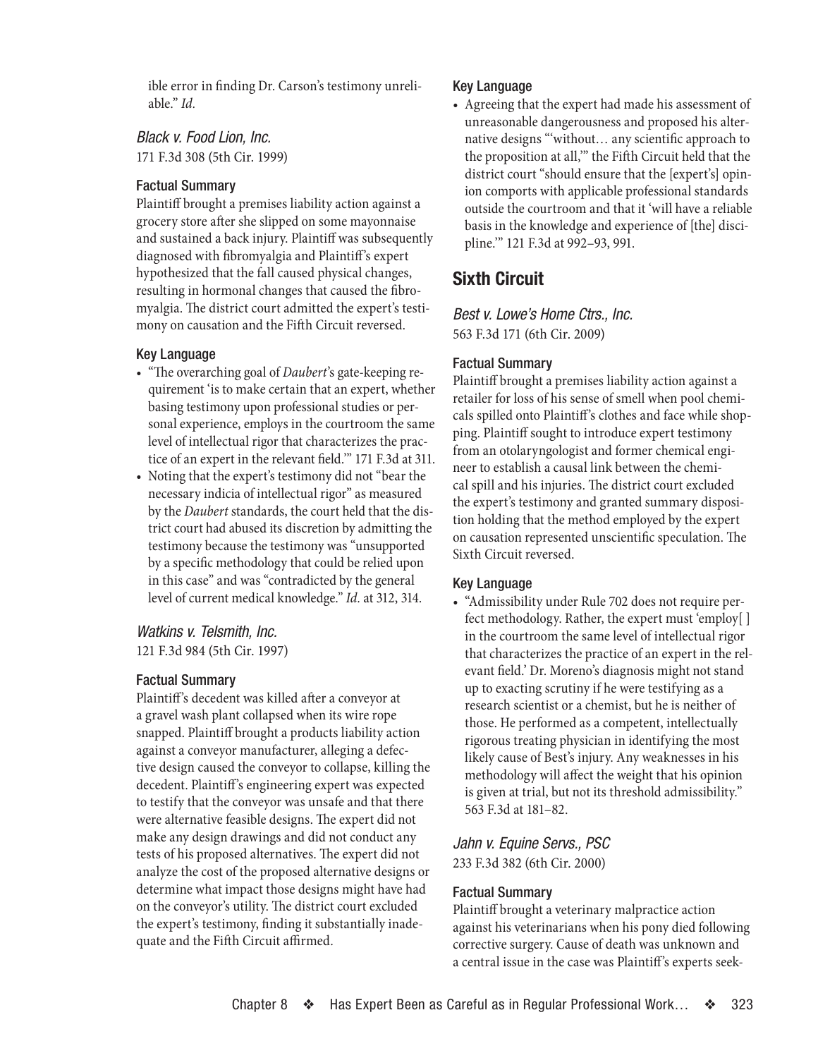ible error in finding Dr. Carson's testimony unreliable." *Id.*

### *Black v. Food Lion, Inc.*

171 F.3d 308 (5th Cir. 1999)

#### Factual Summary

Plaintiff brought a premises liability action against a grocery store after she slipped on some mayonnaise and sustained a back injury. Plaintiff was subsequently diagnosed with fibromyalgia and Plaintiff's expert hypothesized that the fall caused physical changes, resulting in hormonal changes that caused the fibromyalgia. The district court admitted the expert's testimony on causation and the Fifth Circuit reversed.

#### Key Language

- "The overarching goal of *Daubert*'s gate-keeping requirement 'is to make certain that an expert, whether basing testimony upon professional studies or personal experience, employs in the courtroom the same level of intellectual rigor that characterizes the practice of an expert in the relevant field.'" 171 F.3d at 311.
- Noting that the expert's testimony did not "bear the necessary indicia of intellectual rigor" as measured by the *Daubert* standards, the court held that the district court had abused its discretion by admitting the testimony because the testimony was "unsupported by a specific methodology that could be relied upon in this case" and was "contradicted by the general level of current medical knowledge." *Id.* at 312, 314.

### *Watkins v. Telsmith, Inc.*

121 F.3d 984 (5th Cir. 1997)

#### Factual Summary

Plaintiff's decedent was killed after a conveyor at a gravel wash plant collapsed when its wire rope snapped. Plaintiff brought a products liability action against a conveyor manufacturer, alleging a defective design caused the conveyor to collapse, killing the decedent. Plaintiff's engineering expert was expected to testify that the conveyor was unsafe and that there were alternative feasible designs. The expert did not make any design drawings and did not conduct any tests of his proposed alternatives. The expert did not analyze the cost of the proposed alternative designs or determine what impact those designs might have had on the conveyor's utility. The district court excluded the expert's testimony, finding it substantially inadequate and the Fifth Circuit affirmed.

#### Key Language

- Agreeing that the expert had made his assessment of unreasonable dangerousness and proposed his alternative designs "'without… any scientific approach to the proposition at all,'" the Fifth Circuit held that the district court "should ensure that the [expert's] opinion comports with applicable professional standards outside the courtroom and that it 'will have a reliable basis in the knowledge and experience of [the] discipline.'" 121 F.3d at 992–93, 991.

## Sixth Circuit

### *Best v. Lowe's Home Ctrs., Inc.*

563 F.3d 171 (6th Cir. 2009)

#### Factual Summary

Plaintiff brought a premises liability action against a retailer for loss of his sense of smell when pool chemicals spilled onto Plaintiff's clothes and face while shopping. Plaintiff sought to introduce expert testimony from an otolaryngologist and former chemical engineer to establish a causal link between the chemical spill and his injuries. The district court excluded the expert's testimony and granted summary disposition holding that the method employed by the expert on causation represented unscientific speculation. The Sixth Circuit reversed.

#### Key Language

- "Admissibility under Rule 702 does not require perfect methodology. Rather, the expert must 'employ[ ] in the courtroom the same level of intellectual rigor that characterizes the practice of an expert in the relevant field.' Dr. Moreno's diagnosis might not stand up to exacting scrutiny if he were testifying as a research scientist or a chemist, but he is neither of those. He performed as a competent, intellectually rigorous treating physician in identifying the most likely cause of Best's injury. Any weaknesses in his methodology will affect the weight that his opinion is given at trial, but not its threshold admissibility." 563 F.3d at 181–82.

### *Jahn v. Equine Servs., PSC*

233 F.3d 382 (6th Cir. 2000)

#### Factual Summary

Plaintiff brought a veterinary malpractice action against his veterinarians when his pony died following corrective surgery. Cause of death was unknown and a central issue in the case was Plaintiff's experts seek-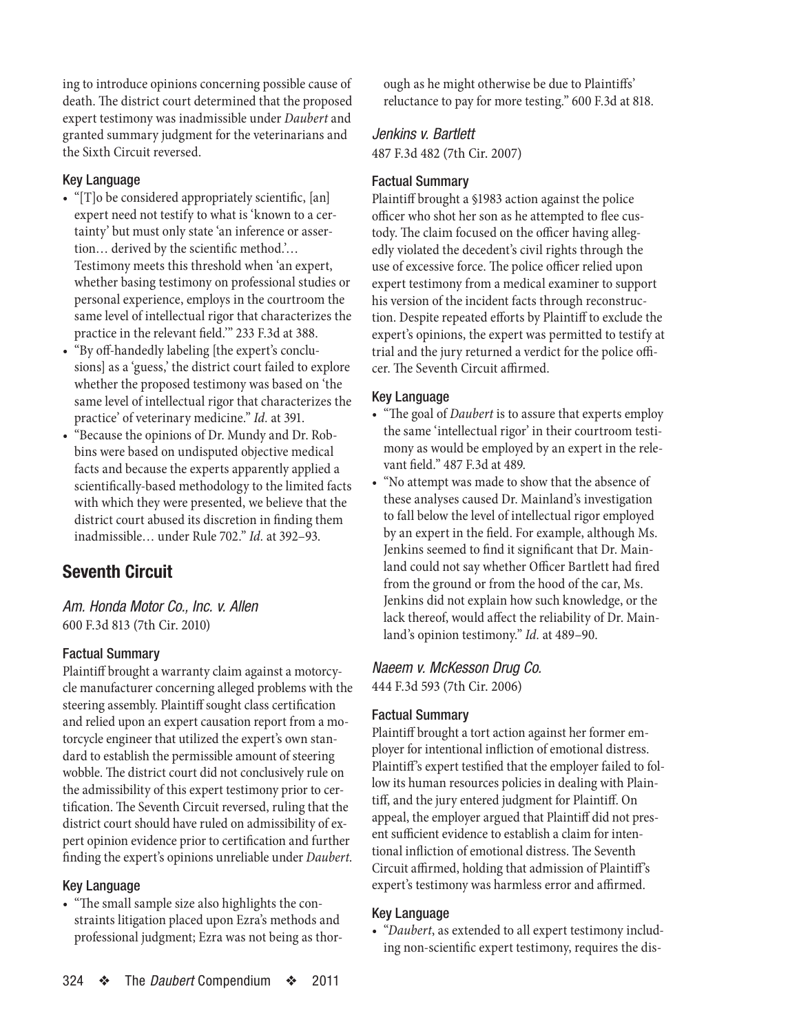ing to introduce opinions concerning possible cause of death. The district court determined that the proposed expert testimony was inadmissible under *Daubert* and granted summary judgment for the veterinarians and the Sixth Circuit reversed.

### Key Language

- "[T]o be considered appropriately scientific, [an] expert need not testify to what is 'known to a certainty' but must only state 'an inference or assertion… derived by the scientific method.'… Testimony meets this threshold when 'an expert, whether basing testimony on professional studies or personal experience, employs in the courtroom the same level of intellectual rigor that characterizes the practice in the relevant field.'" 233 F.3d at 388.
- "By off-handedly labeling [the expert's conclusions] as a 'guess,' the district court failed to explore whether the proposed testimony was based on 'the same level of intellectual rigor that characterizes the practice' of veterinary medicine." *Id.* at 391.
- "Because the opinions of Dr. Mundy and Dr. Robbins were based on undisputed objective medical facts and because the experts apparently applied a scientifically-based methodology to the limited facts with which they were presented, we believe that the district court abused its discretion in finding them inadmissible… under Rule 702." *Id.* at 392–93.

## Seventh Circuit

### *Am. Honda Motor Co., Inc. v. Allen*

600 F.3d 813 (7th Cir. 2010)

### Factual Summary

Plaintiff brought a warranty claim against a motorcycle manufacturer concerning alleged problems with the steering assembly. Plaintiff sought class certification and relied upon an expert causation report from a motorcycle engineer that utilized the expert's own standard to establish the permissible amount of steering wobble. The district court did not conclusively rule on the admissibility of this expert testimony prior to certification. The Seventh Circuit reversed, ruling that the district court should have ruled on admissibility of expert opinion evidence prior to certification and further finding the expert's opinions unreliable under *Daubert*.

### Key Language

- "The small sample size also highlights the constraints litigation placed upon Ezra's methods and professional judgment; Ezra was not being as thorough as he might otherwise be due to Plaintiffs' reluctance to pay for more testing." 600 F.3d at 818.

### *Jenkins v. Bartlett*

487 F.3d 482 (7th Cir. 2007)

### Factual Summary

Plaintiff brought a §1983 action against the police officer who shot her son as he attempted to flee custody. The claim focused on the officer having allegedly violated the decedent's civil rights through the use of excessive force. The police officer relied upon expert testimony from a medical examiner to support his version of the incident facts through reconstruction. Despite repeated efforts by Plaintiff to exclude the expert's opinions, the expert was permitted to testify at trial and the jury returned a verdict for the police officer. The Seventh Circuit affirmed.

### Key Language

- "The goal of *Daubert* is to assure that experts employ the same 'intellectual rigor' in their courtroom testimony as would be employed by an expert in the relevant field." 487 F.3d at 489.
- "No attempt was made to show that the absence of these analyses caused Dr. Mainland's investigation to fall below the level of intellectual rigor employed by an expert in the field. For example, although Ms. Jenkins seemed to find it significant that Dr. Mainland could not say whether Officer Bartlett had fired from the ground or from the hood of the car, Ms. Jenkins did not explain how such knowledge, or the lack thereof, would affect the reliability of Dr. Mainland's opinion testimony." *Id.* at 489–90.

### *Naeem v. McKesson Drug Co.*

444 F.3d 593 (7th Cir. 2006)

### Factual Summary

Plaintiff brought a tort action against her former employer for intentional infliction of emotional distress. Plaintiff's expert testified that the employer failed to follow its human resources policies in dealing with Plaintiff, and the jury entered judgment for Plaintiff. On appeal, the employer argued that Plaintiff did not present sufficient evidence to establish a claim for intentional infliction of emotional distress. The Seventh Circuit affirmed, holding that admission of Plaintiff's expert's testimony was harmless error and affirmed.

### Key Language

- "*Daubert*, as extended to all expert testimony including non-scientific expert testimony, requires the dis-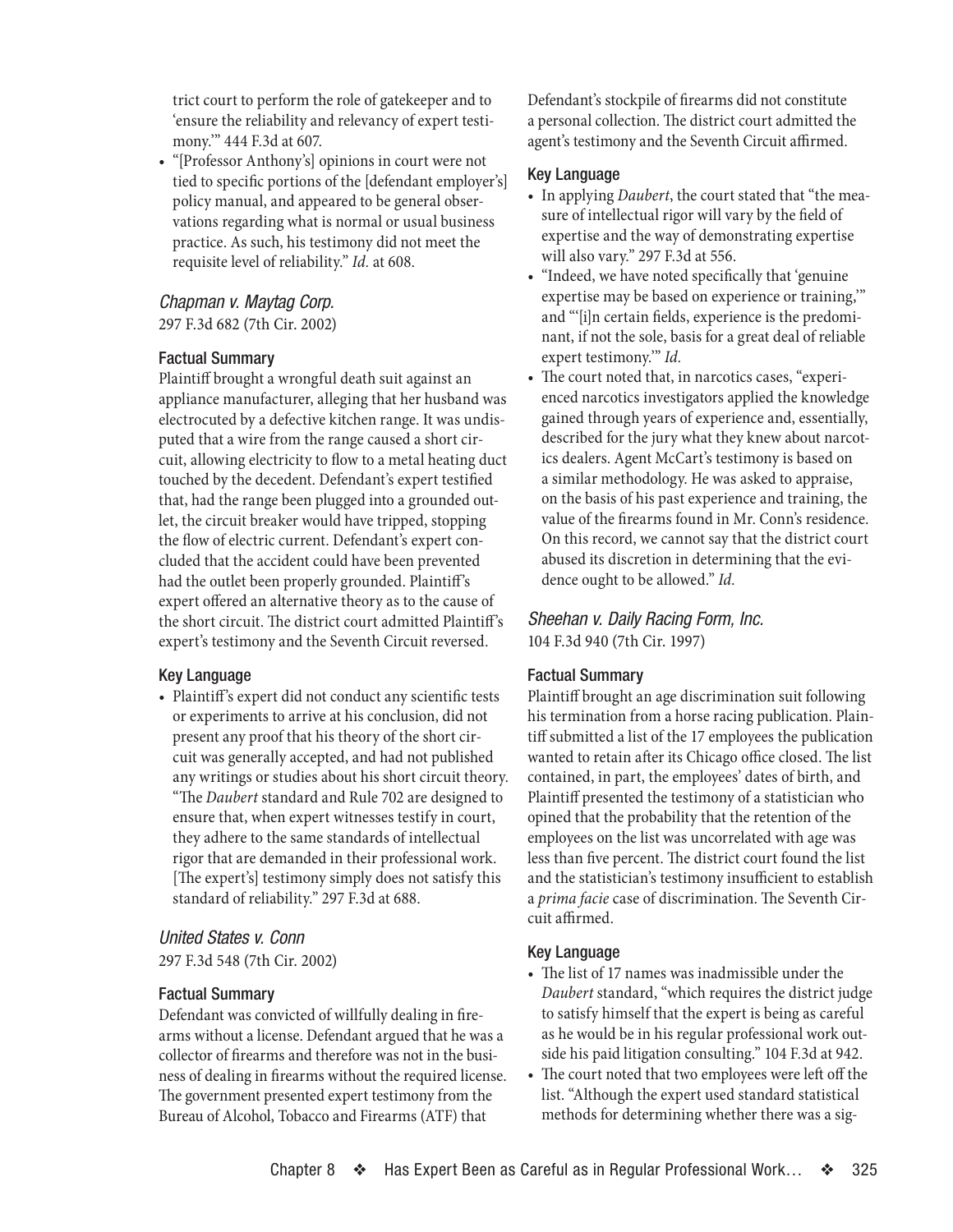trict court to perform the role of gatekeeper and to 'ensure the reliability and relevancy of expert testimony.'" 444 F.3d at 607.

- "[Professor Anthony's] opinions in court were not tied to specific portions of the [defendant employer's] policy manual, and appeared to be general observations regarding what is normal or usual business practice. As such, his testimony did not meet the requisite level of reliability." *Id.* at 608.

### *Chapman v. Maytag Corp.*

297 F.3d 682 (7th Cir. 2002)

#### Factual Summary

Plaintiff brought a wrongful death suit against an appliance manufacturer, alleging that her husband was electrocuted by a defective kitchen range. It was undisputed that a wire from the range caused a short circuit, allowing electricity to flow to a metal heating duct touched by the decedent. Defendant's expert testified that, had the range been plugged into a grounded outlet, the circuit breaker would have tripped, stopping the flow of electric current. Defendant's expert concluded that the accident could have been prevented had the outlet been properly grounded. Plaintiff's expert offered an alternative theory as to the cause of the short circuit. The district court admitted Plaintiff's expert's testimony and the Seventh Circuit reversed.

#### Key Language

- Plaintiff's expert did not conduct any scientific tests or experiments to arrive at his conclusion, did not present any proof that his theory of the short circuit was generally accepted, and had not published any writings or studies about his short circuit theory. "The *Daubert* standard and Rule 702 are designed to ensure that, when expert witnesses testify in court, they adhere to the same standards of intellectual rigor that are demanded in their professional work. [The expert's] testimony simply does not satisfy this standard of reliability." 297 F.3d at 688.

### *United States v. Conn*

297 F.3d 548 (7th Cir. 2002)

#### Factual Summary

Defendant was convicted of willfully dealing in firearms without a license. Defendant argued that he was a collector of firearms and therefore was not in the business of dealing in firearms without the required license. The government presented expert testimony from the Bureau of Alcohol, Tobacco and Firearms (ATF) that Defendant's stockpile of firearms did not constitute a personal collection. The district court admitted the agent's testimony and the Seventh Circuit affirmed.

#### Key Language

- In applying *Daubert*, the court stated that "the measure of intellectual rigor will vary by the field of expertise and the way of demonstrating expertise will also vary." 297 F.3d at 556.
- "Indeed, we have noted specifically that 'genuine expertise may be based on experience or training,'" and "'[i]n certain fields, experience is the predominant, if not the sole, basis for a great deal of reliable expert testimony.'" *Id.*
- The court noted that, in narcotics cases, "experienced narcotics investigators applied the knowledge gained through years of experience and, essentially, described for the jury what they knew about narcotics dealers. Agent McCart's testimony is based on a similar methodology. He was asked to appraise, on the basis of his past experience and training, the value of the firearms found in Mr. Conn's residence. On this record, we cannot say that the district court abused its discretion in determining that the evidence ought to be allowed." *Id.*

### *Sheehan v. Daily Racing Form, Inc.*

104 F.3d 940 (7th Cir. 1997)

#### Factual Summary

Plaintiff brought an age discrimination suit following his termination from a horse racing publication. Plaintiff submitted a list of the 17 employees the publication wanted to retain after its Chicago office closed. The list contained, in part, the employees' dates of birth, and Plaintiff presented the testimony of a statistician who opined that the probability that the retention of the employees on the list was uncorrelated with age was less than five percent. The district court found the list and the statistician's testimony insufficient to establish a *prima facie* case of discrimination. The Seventh Circuit affirmed.

#### Key Language

- The list of 17 names was inadmissible under the *Daubert* standard, "which requires the district judge to satisfy himself that the expert is being as careful as he would be in his regular professional work outside his paid litigation consulting." 104 F.3d at 942.
- The court noted that two employees were left off the list. "Although the expert used standard statistical methods for determining whether there was a sig-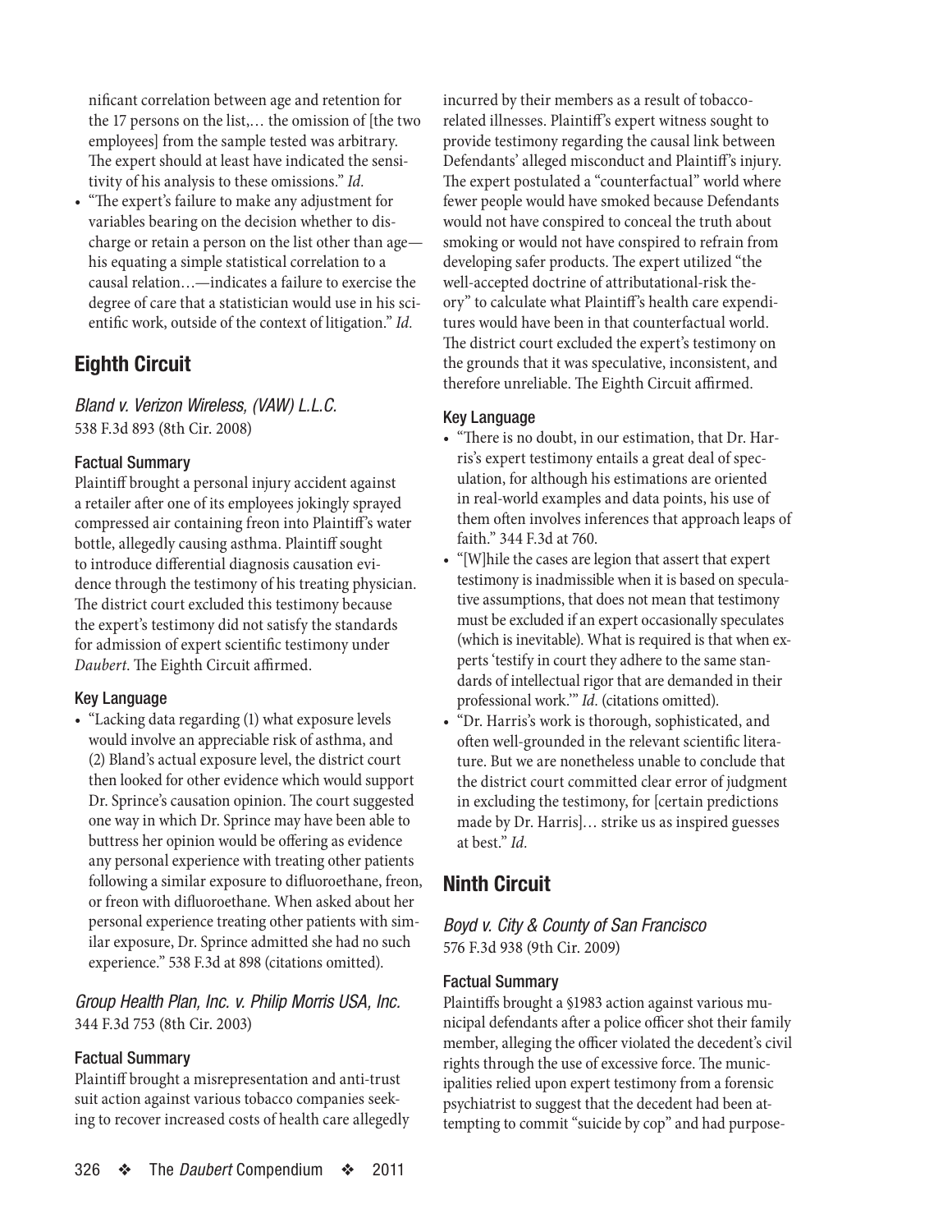nificant correlation between age and retention for the 17 persons on the list,… the omission of [the two employees] from the sample tested was arbitrary. The expert should at least have indicated the sensitivity of his analysis to these omissions." *Id.*

- "The expert's failure to make any adjustment for variables bearing on the decision whether to discharge or retain a person on the list other than age—his equating a simple statistical correlation to a causal relation…—indicates a failure to exercise the degree of care that a statistician would use in his scientific work, outside of the context of litigation." *Id.*

## Eighth Circuit

### *Bland v. Verizon Wireless, (VAW) L.L.C.*

538 F.3d 893 (8th Cir. 2008)

#### Factual Summary

Plaintiff brought a personal injury accident against a retailer after one of its employees jokingly sprayed compressed air containing freon into Plaintiff's water bottle, allegedly causing asthma. Plaintiff sought to introduce differential diagnosis causation evidence through the testimony of his treating physician. The district court excluded this testimony because the expert's testimony did not satisfy the standards for admission of expert scientific testimony under *Daubert*. The Eighth Circuit affirmed.

#### Key Language

- "Lacking data regarding (1) what exposure levels would involve an appreciable risk of asthma, and (2) Bland's actual exposure level, the district court then looked for other evidence which would support Dr. Sprince's causation opinion. The court suggested one way in which Dr. Sprince may have been able to buttress her opinion would be offering as evidence any personal experience with treating other patients following a similar exposure to difluoroethane, freon, or freon with difluoroethane. When asked about her personal experience treating other patients with similar exposure, Dr. Sprince admitted she had no such experience." 538 F.3d at 898 (citations omitted).

### *Group Health Plan, Inc. v. Philip Morris USA, Inc.*

344 F.3d 753 (8th Cir. 2003)

#### Factual Summary

Plaintiff brought a misrepresentation and anti-trust suit action against various tobacco companies seeking to recover increased costs of health care allegedly incurred by their members as a result of tobacco-related illnesses. Plaintiff's expert witness sought to provide testimony regarding the causal link between Defendants' alleged misconduct and Plaintiff's injury. The expert postulated a "counterfactual" world where fewer people would have smoked because Defendants would not have conspired to conceal the truth about smoking or would not have conspired to refrain from developing safer products. The expert utilized "the well-accepted doctrine of attributational-risk theory" to calculate what Plaintiff's health care expenditures would have been in that counterfactual world. The district court excluded the expert's testimony on the grounds that it was speculative, inconsistent, and therefore unreliable. The Eighth Circuit affirmed.

#### Key Language

- "There is no doubt, in our estimation, that Dr. Harris's expert testimony entails a great deal of speculation, for although his estimations are oriented in real-world examples and data points, his use of them often involves inferences that approach leaps of faith." 344 F.3d at 760.
- "[W]hile the cases are legion that assert that expert testimony is inadmissible when it is based on speculative assumptions, that does not mean that testimony must be excluded if an expert occasionally speculates (which is inevitable). What is required is that when experts 'testify in court they adhere to the same standards of intellectual rigor that are demanded in their professional work.'" *Id.* (citations omitted).
- "Dr. Harris's work is thorough, sophisticated, and often well-grounded in the relevant scientific literature. But we are nonetheless unable to conclude that the district court committed clear error of judgment in excluding the testimony, for [certain predictions made by Dr. Harris]… strike us as inspired guesses at best." *Id.*

## Ninth Circuit

### *Boyd v. City & County of San Francisco*

576 F.3d 938 (9th Cir. 2009)

#### Factual Summary

Plaintiffs brought a §1983 action against various municipal defendants after a police officer shot their family member, alleging the officer violated the decedent's civil rights through the use of excessive force. The municipalities relied upon expert testimony from a forensic psychiatrist to suggest that the decedent had been attempting to commit "suicide by cop" and had purpose-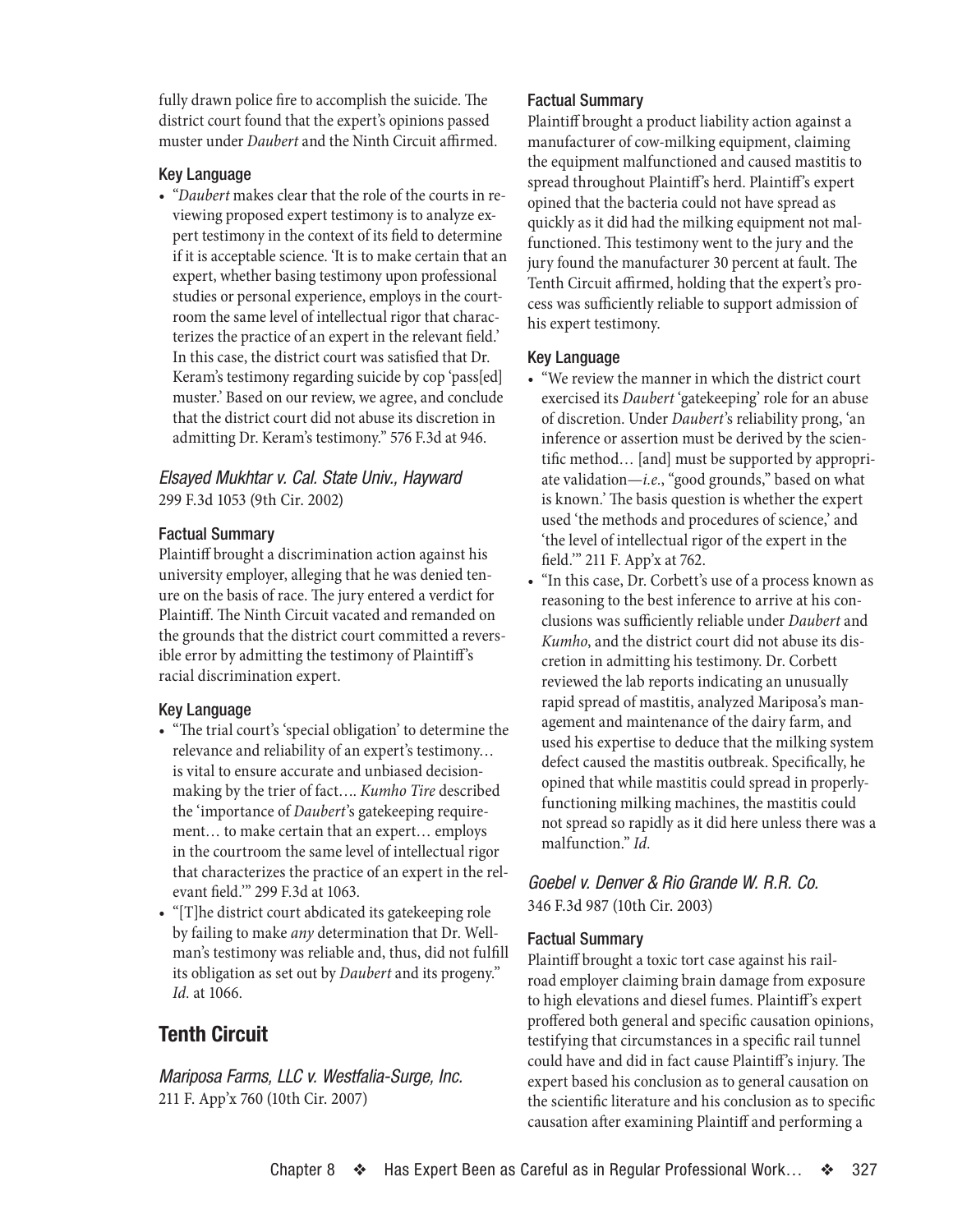fully drawn police fire to accomplish the suicide. The district court found that the expert's opinions passed muster under *Daubert* and the Ninth Circuit affirmed.

#### Key Language

- "*Daubert* makes clear that the role of the courts in reviewing proposed expert testimony is to analyze expert testimony in the context of its field to determine if it is acceptable science. 'It is to make certain that an expert, whether basing testimony upon professional studies or personal experience, employs in the courtroom the same level of intellectual rigor that characterizes the practice of an expert in the relevant field.' In this case, the district court was satisfied that Dr. Keram's testimony regarding suicide by cop 'pass[ed] muster.' Based on our review, we agree, and conclude that the district court did not abuse its discretion in admitting Dr. Keram's testimony." 576 F.3d at 946.

### *Elsayed Mukhtar v. Cal. State Univ., Hayward*
299 F.3d 1053 (9th Cir. 2002)

#### Factual Summary

Plaintiff brought a discrimination action against his university employer, alleging that he was denied tenure on the basis of race. The jury entered a verdict for Plaintiff. The Ninth Circuit vacated and remanded on the grounds that the district court committed a reversible error by admitting the testimony of Plaintiff's racial discrimination expert.

#### Key Language

- "The trial court's 'special obligation' to determine the relevance and reliability of an expert's testimony… is vital to ensure accurate and unbiased decision-making by the trier of fact…. *Kumho Tire* described the 'importance of *Daubert*'s gatekeeping requirement… to make certain that an expert… employs in the courtroom the same level of intellectual rigor that characterizes the practice of an expert in the relevant field.'" 299 F.3d at 1063.
- "[T]he district court abdicated its gatekeeping role by failing to make *any* determination that Dr. Wellman's testimony was reliable and, thus, did not fulfill its obligation as set out by *Daubert* and its progeny." *Id.* at 1066.

## Tenth Circuit

### *Mariposa Farms, LLC v. Westfalia-Surge, Inc.*
211 F. App'x 760 (10th Cir. 2007)

#### Factual Summary

Plaintiff brought a product liability action against a manufacturer of cow-milking equipment, claiming the equipment malfunctioned and caused mastitis to spread throughout Plaintiff's herd. Plaintiff's expert opined that the bacteria could not have spread as quickly as it did had the milking equipment not malfunctioned. This testimony went to the jury and the jury found the manufacturer 30 percent at fault. The Tenth Circuit affirmed, holding that the expert's process was sufficiently reliable to support admission of his expert testimony.

#### Key Language

- "We review the manner in which the district court exercised its *Daubert* 'gatekeeping' role for an abuse of discretion. Under *Daubert*'s reliability prong, 'an inference or assertion must be derived by the scientific method… [and] must be supported by appropriate validation—*i.e.*, "good grounds," based on what is known.' The basis question is whether the expert used 'the methods and procedures of science,' and 'the level of intellectual rigor of the expert in the field.'" 211 F. App'x at 762.
- "In this case, Dr. Corbett's use of a process known as reasoning to the best inference to arrive at his conclusions was sufficiently reliable under *Daubert* and *Kumho*, and the district court did not abuse its discretion in admitting his testimony. Dr. Corbett reviewed the lab reports indicating an unusually rapid spread of mastitis, analyzed Mariposa's management and maintenance of the dairy farm, and used his expertise to deduce that the milking system defect caused the mastitis outbreak. Specifically, he opined that while mastitis could spread in properly-functioning milking machines, the mastitis could not spread so rapidly as it did here unless there was a malfunction." *Id.*

### *Goebel v. Denver & Rio Grande W. R.R. Co.*
346 F.3d 987 (10th Cir. 2003)

#### Factual Summary

Plaintiff brought a toxic tort case against his railroad employer claiming brain damage from exposure to high elevations and diesel fumes. Plaintiff's expert proffered both general and specific causation opinions, testifying that circumstances in a specific rail tunnel could have and did in fact cause Plaintiff's injury. The expert based his conclusion as to general causation on the scientific literature and his conclusion as to specific causation after examining Plaintiff and performing a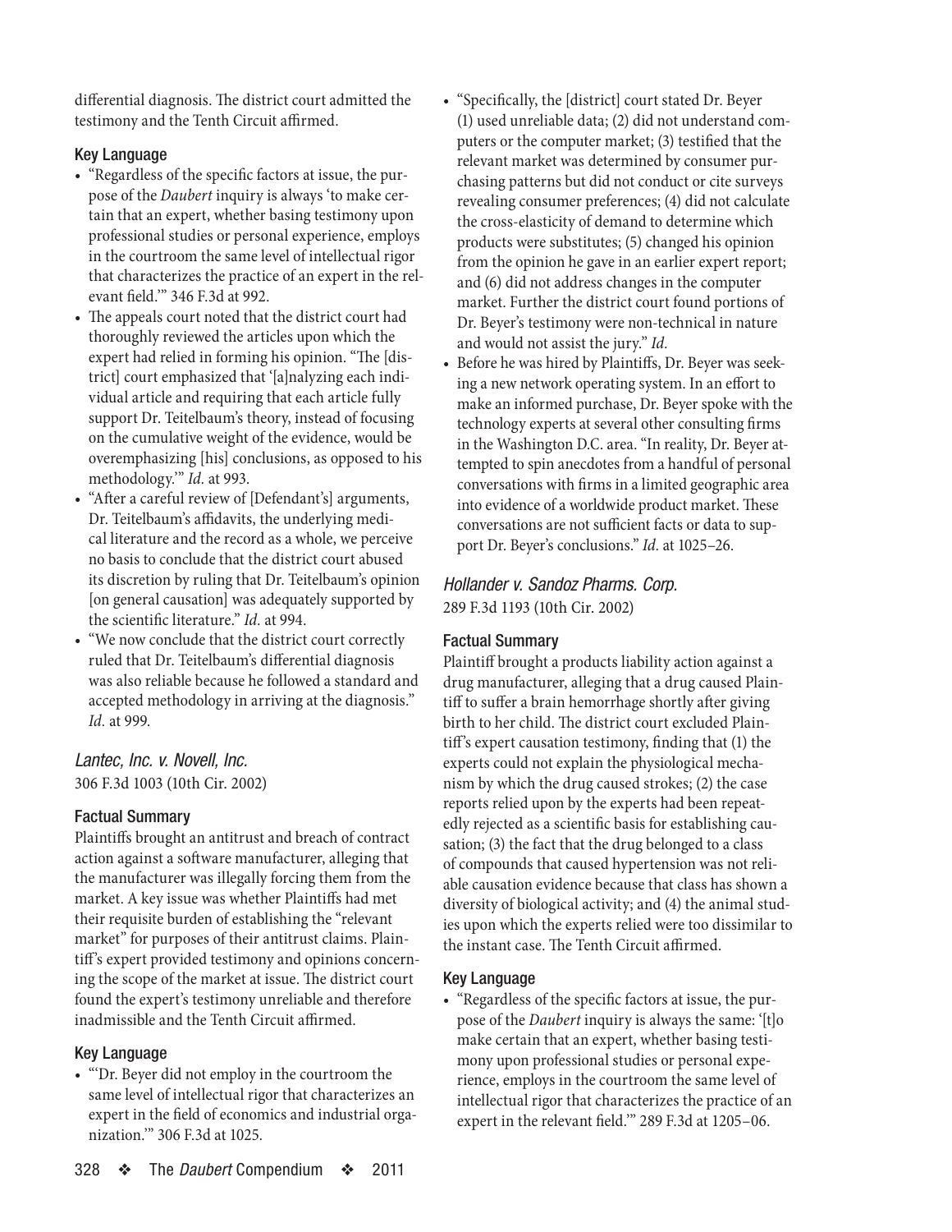differential diagnosis. The district court admitted the testimony and the Tenth Circuit affirmed.

#### Key Language

- "Regardless of the specific factors at issue, the purpose of the *Daubert* inquiry is always 'to make certain that an expert, whether basing testimony upon professional studies or personal experience, employs in the courtroom the same level of intellectual rigor that characterizes the practice of an expert in the relevant field.'" 346 F.3d at 992.
- The appeals court noted that the district court had thoroughly reviewed the articles upon which the expert had relied in forming his opinion. "The [district] court emphasized that '[a]nalyzing each individual article and requiring that each article fully support Dr. Teitelbaum's theory, instead of focusing on the cumulative weight of the evidence, would be overemphasizing [his] conclusions, as opposed to his methodology.'" *Id.* at 993.
- "After a careful review of [Defendant's] arguments, Dr. Teitelbaum's affidavits, the underlying medical literature and the record as a whole, we perceive no basis to conclude that the district court abused its discretion by ruling that Dr. Teitelbaum's opinion [on general causation] was adequately supported by the scientific literature." *Id.* at 994.
- "We now conclude that the district court correctly ruled that Dr. Teitelbaum's differential diagnosis was also reliable because he followed a standard and accepted methodology in arriving at the diagnosis." *Id.* at 999.

### *Lantec, Inc. v. Novell, Inc.*

306 F.3d 1003 (10th Cir. 2002)

#### Factual Summary

Plaintiffs brought an antitrust and breach of contract action against a software manufacturer, alleging that the manufacturer was illegally forcing them from the market. A key issue was whether Plaintiffs had met their requisite burden of establishing the "relevant market" for purposes of their antitrust claims. Plaintiff's expert provided testimony and opinions concerning the scope of the market at issue. The district court found the expert's testimony unreliable and therefore inadmissible and the Tenth Circuit affirmed.

#### Key Language

- "'Dr. Beyer did not employ in the courtroom the same level of intellectual rigor that characterizes an expert in the field of economics and industrial organization.'" 306 F.3d at 1025.
- "Specifically, the [district] court stated Dr. Beyer (1) used unreliable data; (2) did not understand computers or the computer market; (3) testified that the relevant market was determined by consumer purchasing patterns but did not conduct or cite surveys revealing consumer preferences; (4) did not calculate the cross-elasticity of demand to determine which products were substitutes; (5) changed his opinion from the opinion he gave in an earlier expert report; and (6) did not address changes in the computer market. Further the district court found portions of Dr. Beyer's testimony were non-technical in nature and would not assist the jury." *Id.*
- Before he was hired by Plaintiffs, Dr. Beyer was seeking a new network operating system. In an effort to make an informed purchase, Dr. Beyer spoke with the technology experts at several other consulting firms in the Washington D.C. area. "In reality, Dr. Beyer attempted to spin anecdotes from a handful of personal conversations with firms in a limited geographic area into evidence of a worldwide product market. These conversations are not sufficient facts or data to support Dr. Beyer's conclusions." *Id.* at 1025–26.

### *Hollander v. Sandoz Pharms. Corp.*

289 F.3d 1193 (10th Cir. 2002)

#### Factual Summary

Plaintiff brought a products liability action against a drug manufacturer, alleging that a drug caused Plaintiff to suffer a brain hemorrhage shortly after giving birth to her child. The district court excluded Plaintiff's expert causation testimony, finding that (1) the experts could not explain the physiological mechanism by which the drug caused strokes; (2) the case reports relied upon by the experts had been repeatedly rejected as a scientific basis for establishing causation; (3) the fact that the drug belonged to a class of compounds that caused hypertension was not reliable causation evidence because that class has shown a diversity of biological activity; and (4) the animal studies upon which the experts relied were too dissimilar to the instant case. The Tenth Circuit affirmed.

#### Key Language

- "Regardless of the specific factors at issue, the purpose of the *Daubert* inquiry is always the same: '[t]o make certain that an expert, whether basing testimony upon professional studies or personal experience, employs in the courtroom the same level of intellectual rigor that characterizes the practice of an expert in the relevant field.'" 289 F.3d at 1205–06.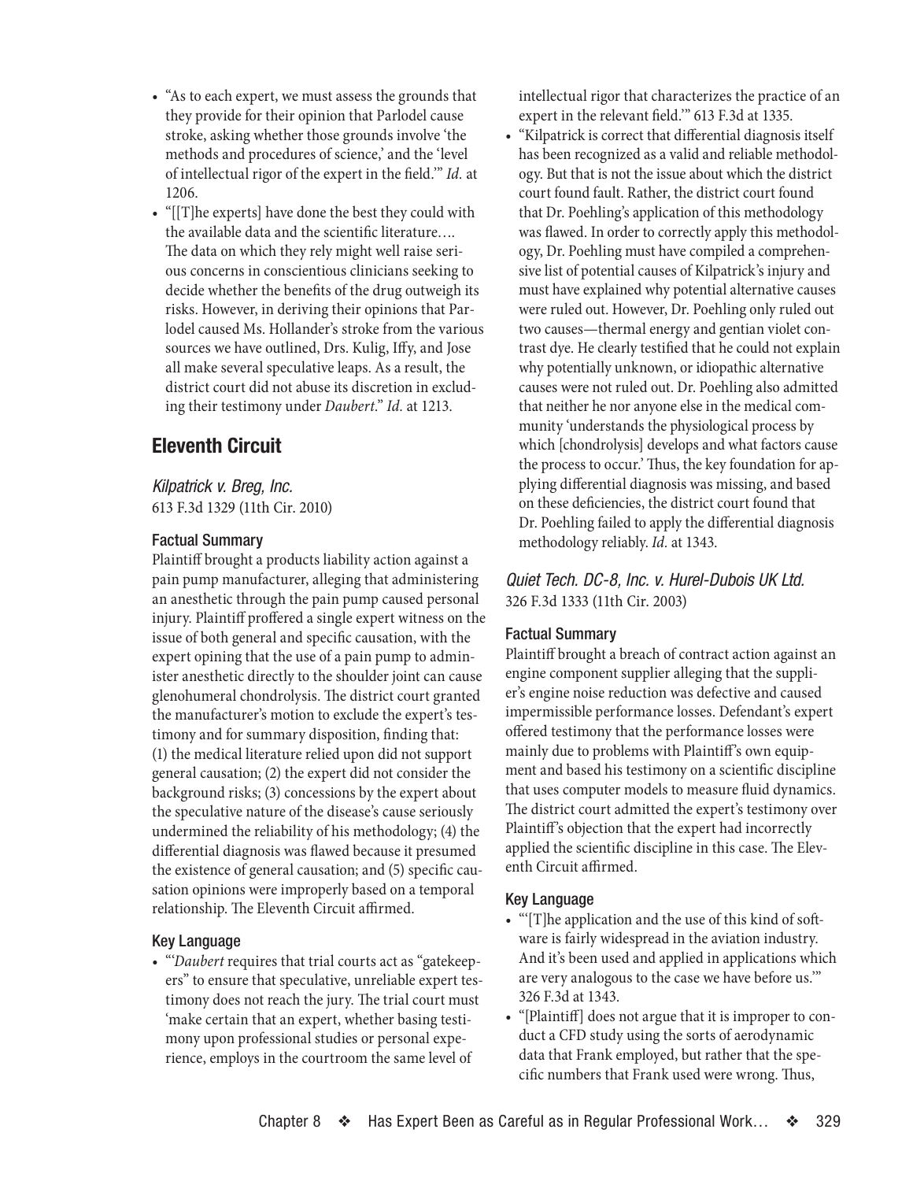- "As to each expert, we must assess the grounds that they provide for their opinion that Parlodel cause stroke, asking whether those grounds involve 'the methods and procedures of science,' and the 'level of intellectual rigor of the expert in the field.'" *Id.* at 1206.
- "[[T]he experts] have done the best they could with the available data and the scientific literature…. The data on which they rely might well raise serious concerns in conscientious clinicians seeking to decide whether the benefits of the drug outweigh its risks. However, in deriving their opinions that Parlodel caused Ms. Hollander's stroke from the various sources we have outlined, Drs. Kulig, Iffy, and Jose all make several speculative leaps. As a result, the district court did not abuse its discretion in excluding their testimony under *Daubert*." *Id.* at 1213.

## Eleventh Circuit

### *Kilpatrick v. Breg, Inc.*
613 F.3d 1329 (11th Cir. 2010)

#### Factual Summary

Plaintiff brought a products liability action against a pain pump manufacturer, alleging that administering an anesthetic through the pain pump caused personal injury. Plaintiff proffered a single expert witness on the issue of both general and specific causation, with the expert opining that the use of a pain pump to administer anesthetic directly to the shoulder joint can cause glenohumeral chondrolysis. The district court granted the manufacturer's motion to exclude the expert's testimony and for summary disposition, finding that: (1) the medical literature relied upon did not support general causation; (2) the expert did not consider the background risks; (3) concessions by the expert about the speculative nature of the disease's cause seriously undermined the reliability of his methodology; (4) the differential diagnosis was flawed because it presumed the existence of general causation; and (5) specific causation opinions were improperly based on a temporal relationship. The Eleventh Circuit affirmed.

#### Key Language

- "'*Daubert* requires that trial courts act as "gatekeepers" to ensure that speculative, unreliable expert testimony does not reach the jury. The trial court must 'make certain that an expert, whether basing testimony upon professional studies or personal experience, employs in the courtroom the same level of intellectual rigor that characterizes the practice of an expert in the relevant field.'" 613 F.3d at 1335.
- "Kilpatrick is correct that differential diagnosis itself has been recognized as a valid and reliable methodology. But that is not the issue about which the district court found fault. Rather, the district court found that Dr. Poehling's application of this methodology was flawed. In order to correctly apply this methodology, Dr. Poehling must have compiled a comprehensive list of potential causes of Kilpatrick's injury and must have explained why potential alternative causes were ruled out. However, Dr. Poehling only ruled out two causes—thermal energy and gentian violet contrast dye. He clearly testified that he could not explain why potentially unknown, or idiopathic alternative causes were not ruled out. Dr. Poehling also admitted that neither he nor anyone else in the medical community 'understands the physiological process by which [chondrolysis] develops and what factors cause the process to occur.' Thus, the key foundation for applying differential diagnosis was missing, and based on these deficiencies, the district court found that Dr. Poehling failed to apply the differential diagnosis methodology reliably. *Id.* at 1343.

### *Quiet Tech. DC-8, Inc. v. Hurel-Dubois UK Ltd.*
326 F.3d 1333 (11th Cir. 2003)

#### Factual Summary

Plaintiff brought a breach of contract action against an engine component supplier alleging that the supplier's engine noise reduction was defective and caused impermissible performance losses. Defendant's expert offered testimony that the performance losses were mainly due to problems with Plaintiff's own equipment and based his testimony on a scientific discipline that uses computer models to measure fluid dynamics. The district court admitted the expert's testimony over Plaintiff's objection that the expert had incorrectly applied the scientific discipline in this case. The Eleventh Circuit affirmed.

#### Key Language

- "'[T]he application and the use of this kind of software is fairly widespread in the aviation industry. And it's been used and applied in applications which are very analogous to the case we have before us.'" 326 F.3d at 1343.
- "[Plaintiff] does not argue that it is improper to conduct a CFD study using the sorts of aerodynamic data that Frank employed, but rather that the specific numbers that Frank used were wrong. Thus,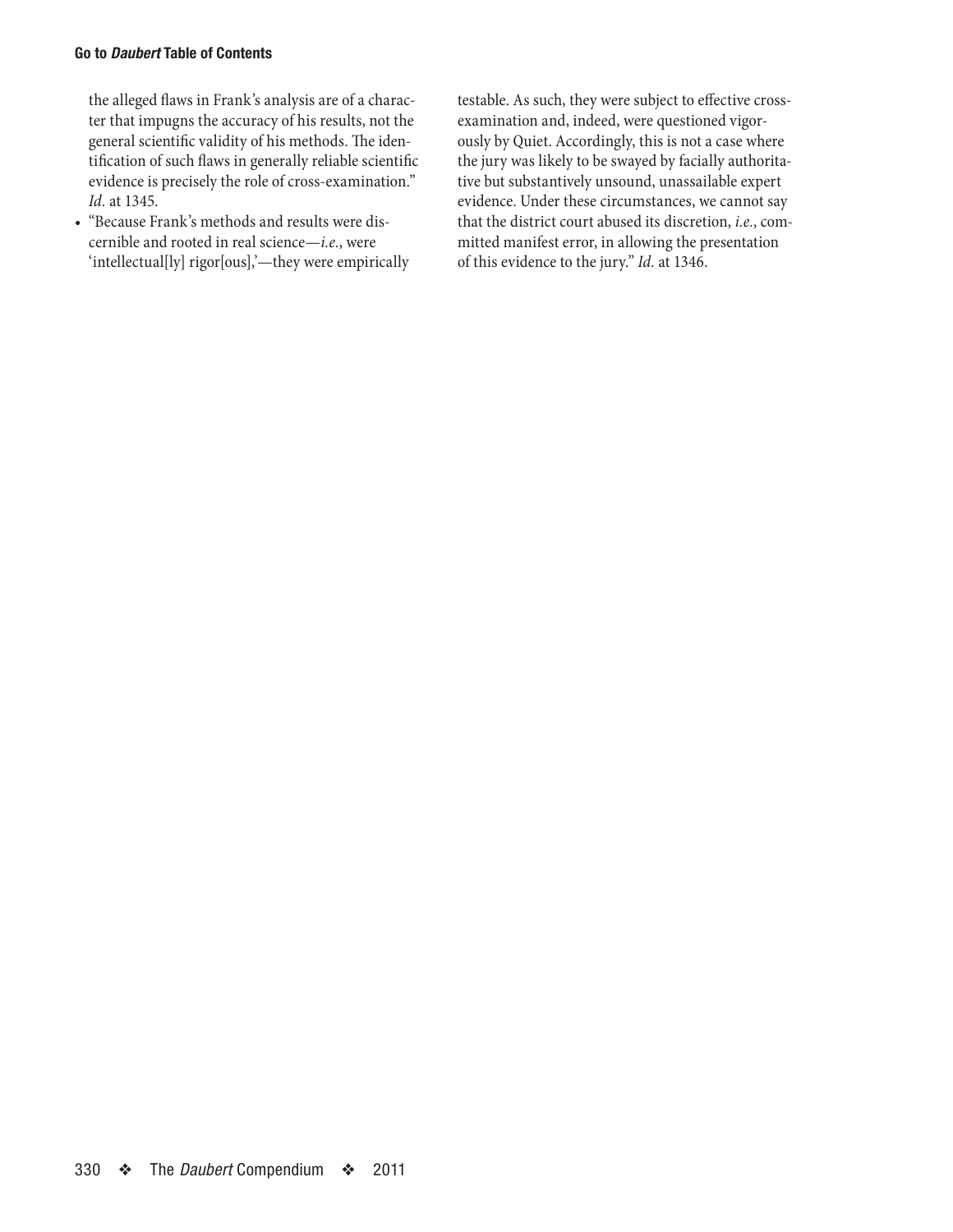the alleged flaws in Frank's analysis are of a character that impugns the accuracy of his results, not the general scientific validity of his methods. The identification of such flaws in generally reliable scientific evidence is precisely the role of cross-examination." *Id.* at 1345.

- "Because Frank's methods and results were discernible and rooted in real science—*i.e.*, were 'intellectual[ly] rigor[ous],'—they were empirically testable. As such, they were subject to effective cross-examination and, indeed, were questioned vigorously by Quiet. Accordingly, this is not a case where the jury was likely to be swayed by facially authoritative but substantively unsound, unassailable expert evidence. Under these circumstances, we cannot say that the district court abused its discretion, *i.e.*, committed manifest error, in allowing the presentation of this evidence to the jury." *Id.* at 1346.